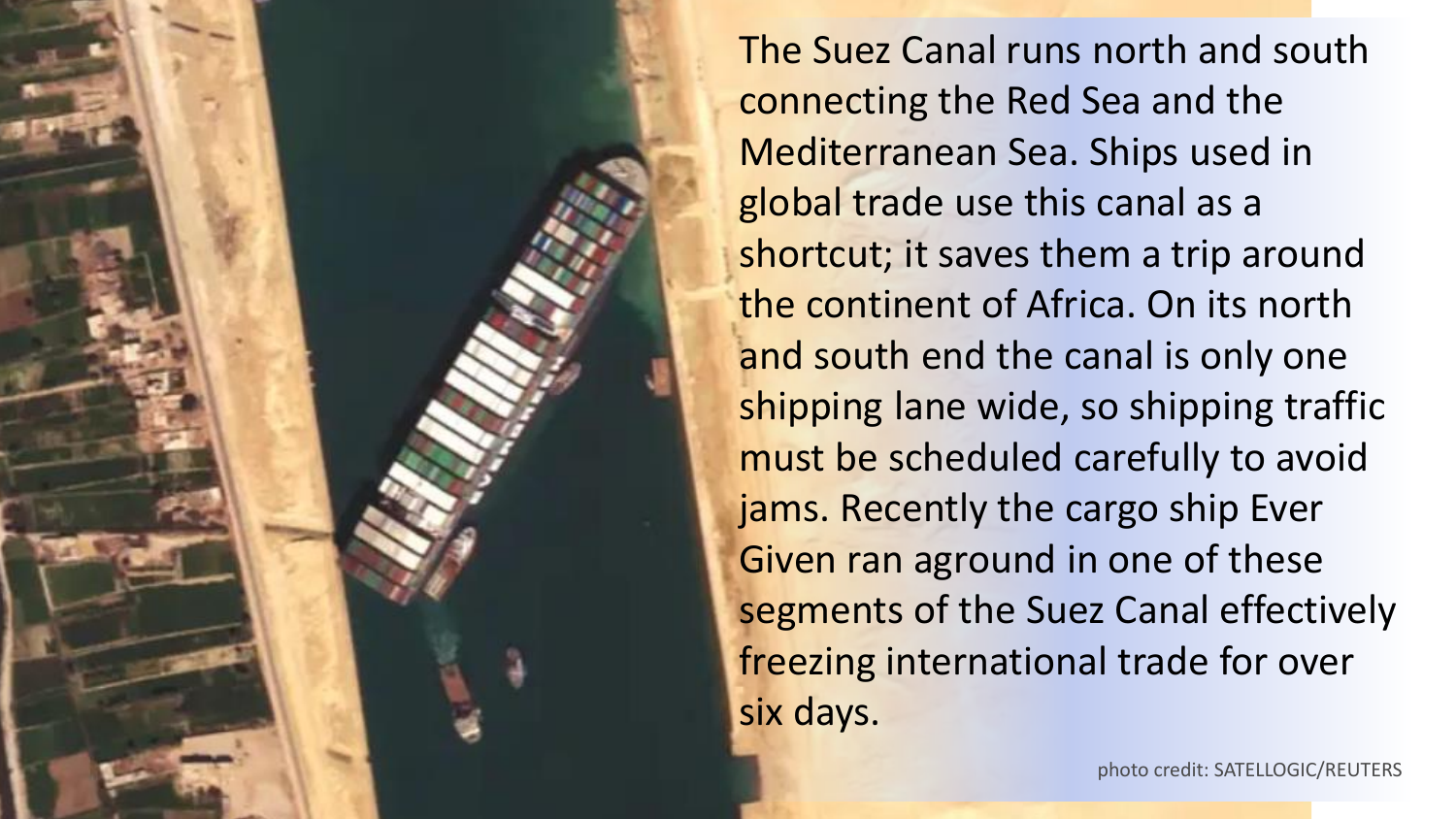The Suez Canal runs north and south connecting the Red Sea and the Mediterranean Sea. Ships used in global trade use this canal as a shortcut; it saves them a trip around the continent of Africa. On its north and south end the canal is only one shipping lane wide, so shipping traffic must be scheduled carefully to avoid jams. Recently the cargo ship Ever Given ran aground in one of these segments of the Suez Canal effectively freezing international trade for over six days.

photo credit: SATELLOGIC/REUTERS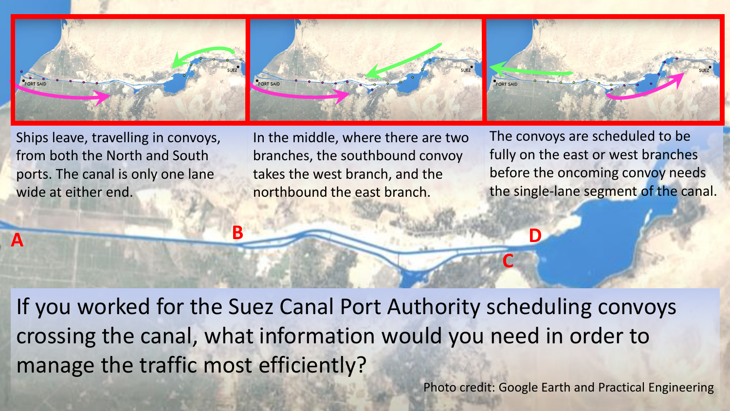Ships leave, travelling in convoys, from both the North and South ports. The canal is only one lane wide at either end.

In the middle, where there are two branches, the southbound convoy takes the west branch, and the northbound the east branch.

The convoys are scheduled to be fully on the east or west branches before the oncoming convoy needs the single-lane segment of the canal.

A B C D

If you worked for the Suez Canal Port Authority scheduling convoys crossing the canal, what information would you need in order to manage the traffic most efficiently?

Photo credit: Google Earth and Practical Engineering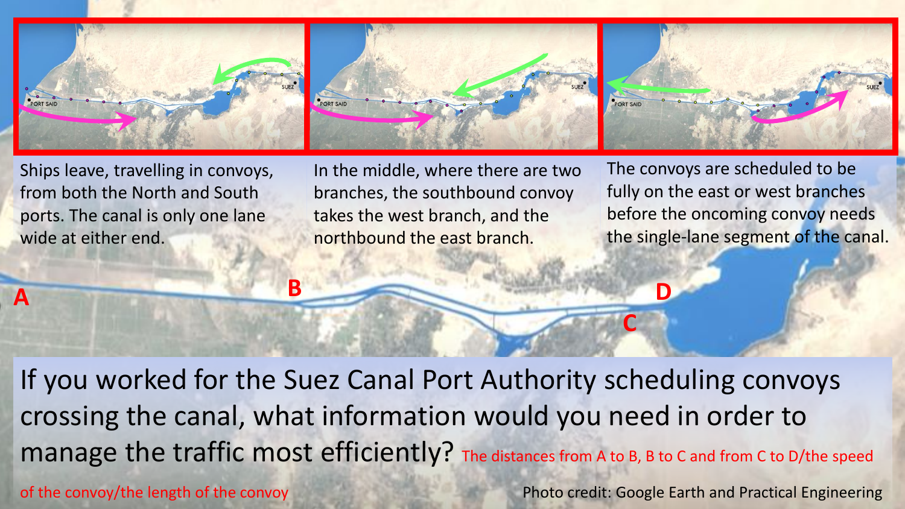Ships leave, travelling in convoys, from both the North and South ports. The canal is only one lane wide at either end.

In the middle, where there are two branches, the southbound convoy takes the west branch, and the northbound the east branch.

The convoys are scheduled to be fully on the east or west branches before the oncoming convoy needs the single-lane segment of the canal.

If you worked for the Suez Canal Port Authority scheduling convoys crossing the canal, what information would you need in order to manage the traffic most efficiently? The distances from A to B, B to C and from C to D/the speed of the convoy/the length of the convoy

Photo credit: Google Earth and Practical Engineering